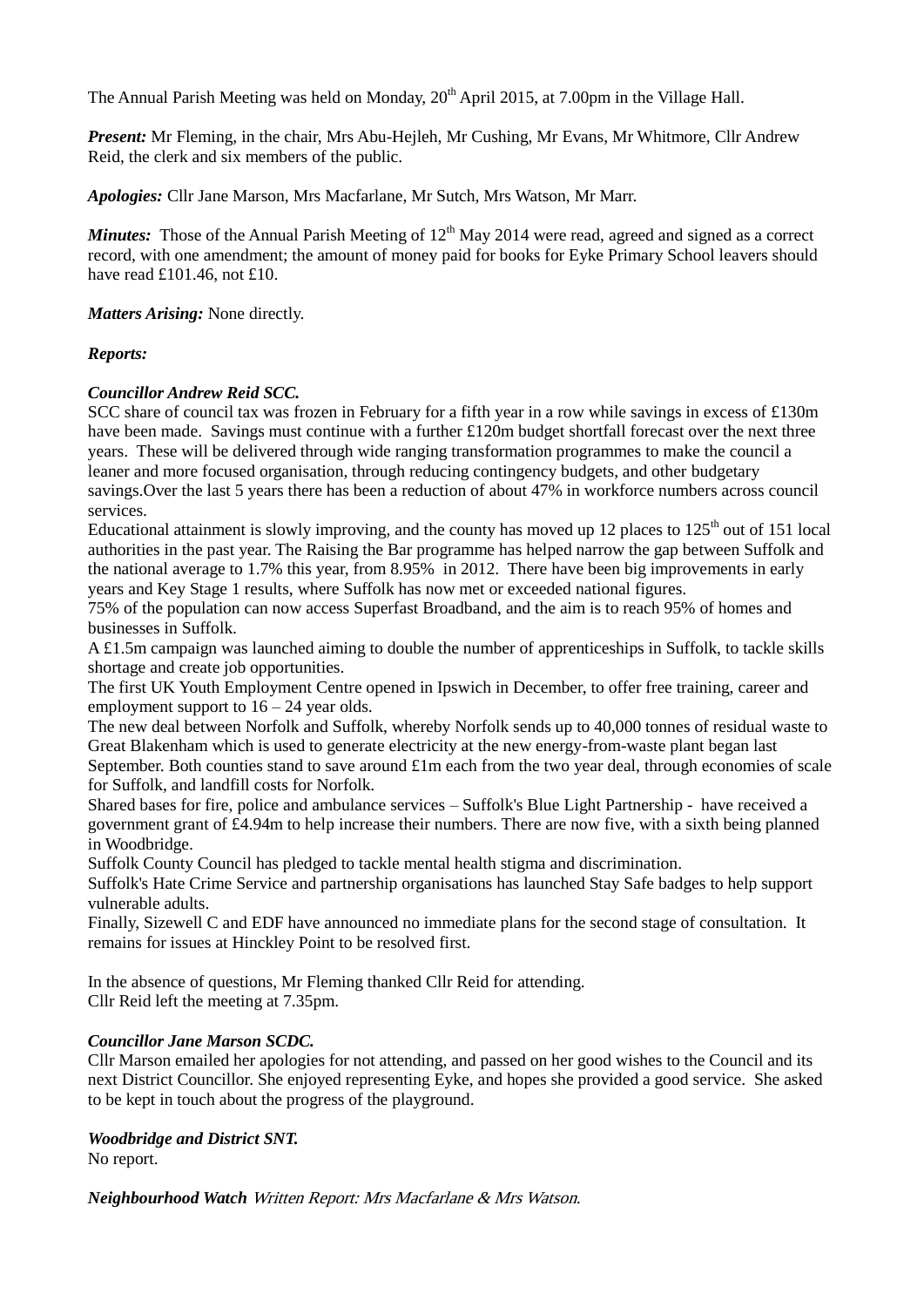The Annual Parish Meeting was held on Monday, 20th April 2015, at 7.00pm in the Village Hall.

***Present:*** Mr Fleming, in the chair, Mrs Abu-Hejleh, Mr Cushing, Mr Evans, Mr Whitmore, Cllr Andrew Reid, the clerk and six members of the public.

***Apologies:*** Cllr Jane Marson, Mrs Macfarlane, Mr Sutch, Mrs Watson, Mr Marr.

***Minutes:*** Those of the Annual Parish Meeting of 12th May 2014 were read, agreed and signed as a correct record, with one amendment; the amount of money paid for books for Eyke Primary School leavers should have read £101.46, not £10.

***Matters Arising:*** None directly.

***Reports:***

***Councillor Andrew Reid SCC.***

SCC share of council tax was frozen in February for a fifth year in a row while savings in excess of £130m have been made. Savings must continue with a further £120m budget shortfall forecast over the next three years. These will be delivered through wide ranging transformation programmes to make the council a leaner and more focused organisation, through reducing contingency budgets, and other budgetary savings.Over the last 5 years there has been a reduction of about 47% in workforce numbers across council services.

Educational attainment is slowly improving, and the county has moved up 12 places to 125th out of 151 local authorities in the past year. The Raising the Bar programme has helped narrow the gap between Suffolk and the national average to 1.7% this year, from 8.95% in 2012. There have been big improvements in early years and Key Stage 1 results, where Suffolk has now met or exceeded national figures.

75% of the population can now access Superfast Broadband, and the aim is to reach 95% of homes and businesses in Suffolk.

A £1.5m campaign was launched aiming to double the number of apprenticeships in Suffolk, to tackle skills shortage and create job opportunities.

The first UK Youth Employment Centre opened in Ipswich in December, to offer free training, career and employment support to 16 – 24 year olds.

The new deal between Norfolk and Suffolk, whereby Norfolk sends up to 40,000 tonnes of residual waste to Great Blakenham which is used to generate electricity at the new energy-from-waste plant began last September. Both counties stand to save around £1m each from the two year deal, through economies of scale for Suffolk, and landfill costs for Norfolk.

Shared bases for fire, police and ambulance services – Suffolk's Blue Light Partnership - have received a government grant of £4.94m to help increase their numbers. There are now five, with a sixth being planned in Woodbridge.

Suffolk County Council has pledged to tackle mental health stigma and discrimination.

Suffolk's Hate Crime Service and partnership organisations has launched Stay Safe badges to help support vulnerable adults.

Finally, Sizewell C and EDF have announced no immediate plans for the second stage of consultation. It remains for issues at Hinckley Point to be resolved first.

In the absence of questions, Mr Fleming thanked Cllr Reid for attending.
Cllr Reid left the meeting at 7.35pm.

***Councillor Jane Marson SCDC.***

Cllr Marson emailed her apologies for not attending, and passed on her good wishes to the Council and its next District Councillor. She enjoyed representing Eyke, and hopes she provided a good service. She asked to be kept in touch about the progress of the playground.

***Woodbridge and District SNT.***

No report.

***Neighbourhood Watch*** *Written Report: Mrs Macfarlane & Mrs Watson.*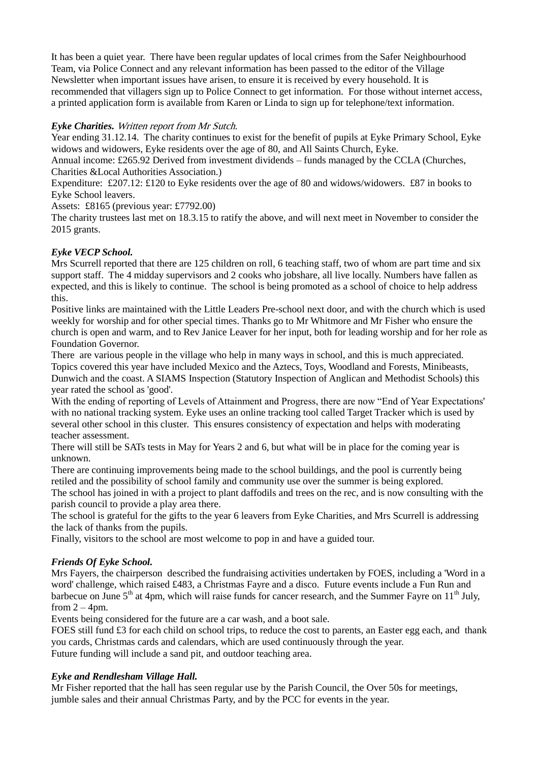It has been a quiet year. There have been regular updates of local crimes from the Safer Neighbourhood Team, via Police Connect and any relevant information has been passed to the editor of the Village Newsletter when important issues have arisen, to ensure it is received by every household. It is recommended that villagers sign up to Police Connect to get information. For those without internet access, a printed application form is available from Karen or Linda to sign up for telephone/text information.

***Eyke Charities.*** *Written report from Mr Sutch.*

Year ending 31.12.14. The charity continues to exist for the benefit of pupils at Eyke Primary School, Eyke widows and widowers, Eyke residents over the age of 80, and All Saints Church, Eyke.

Annual income: £265.92 Derived from investment dividends – funds managed by the CCLA (Churches, Charities &Local Authorities Association.)

Expenditure: £207.12: £120 to Eyke residents over the age of 80 and widows/widowers. £87 in books to Eyke School leavers.

Assets: £8165 (previous year: £7792.00)

The charity trustees last met on 18.3.15 to ratify the above, and will next meet in November to consider the 2015 grants.

***Eyke VECP School.***

Mrs Scurrell reported that there are 125 children on roll, 6 teaching staff, two of whom are part time and six support staff. The 4 midday supervisors and 2 cooks who jobshare, all live locally. Numbers have fallen as expected, and this is likely to continue. The school is being promoted as a school of choice to help address this.

Positive links are maintained with the Little Leaders Pre-school next door, and with the church which is used weekly for worship and for other special times. Thanks go to Mr Whitmore and Mr Fisher who ensure the church is open and warm, and to Rev Janice Leaver for her input, both for leading worship and for her role as Foundation Governor.

There are various people in the village who help in many ways in school, and this is much appreciated.

Topics covered this year have included Mexico and the Aztecs, Toys, Woodland and Forests, Minibeasts, Dunwich and the coast. A SIAMS Inspection (Statutory Inspection of Anglican and Methodist Schools) this year rated the school as 'good'.

With the ending of reporting of Levels of Attainment and Progress, there are now "End of Year Expectations' with no national tracking system. Eyke uses an online tracking tool called Target Tracker which is used by several other school in this cluster. This ensures consistency of expectation and helps with moderating teacher assessment.

There will still be SATs tests in May for Years 2 and 6, but what will be in place for the coming year is unknown.

There are continuing improvements being made to the school buildings, and the pool is currently being retiled and the possibility of school family and community use over the summer is being explored.

The school has joined in with a project to plant daffodils and trees on the rec, and is now consulting with the parish council to provide a play area there.

The school is grateful for the gifts to the year 6 leavers from Eyke Charities, and Mrs Scurrell is addressing the lack of thanks from the pupils.

Finally, visitors to the school are most welcome to pop in and have a guided tour.

***Friends Of Eyke School.***

Mrs Fayers, the chairperson described the fundraising activities undertaken by FOES, including a 'Word in a word' challenge, which raised £483, a Christmas Fayre and a disco. Future events include a Fun Run and barbecue on June 5th at 4pm, which will raise funds for cancer research, and the Summer Fayre on 11th July, from 2 – 4pm.

Events being considered for the future are a car wash, and a boot sale.

FOES still fund £3 for each child on school trips, to reduce the cost to parents, an Easter egg each, and thank you cards, Christmas cards and calendars, which are used continuously through the year.

Future funding will include a sand pit, and outdoor teaching area.

***Eyke and Rendlesham Village Hall.***

Mr Fisher reported that the hall has seen regular use by the Parish Council, the Over 50s for meetings, jumble sales and their annual Christmas Party, and by the PCC for events in the year.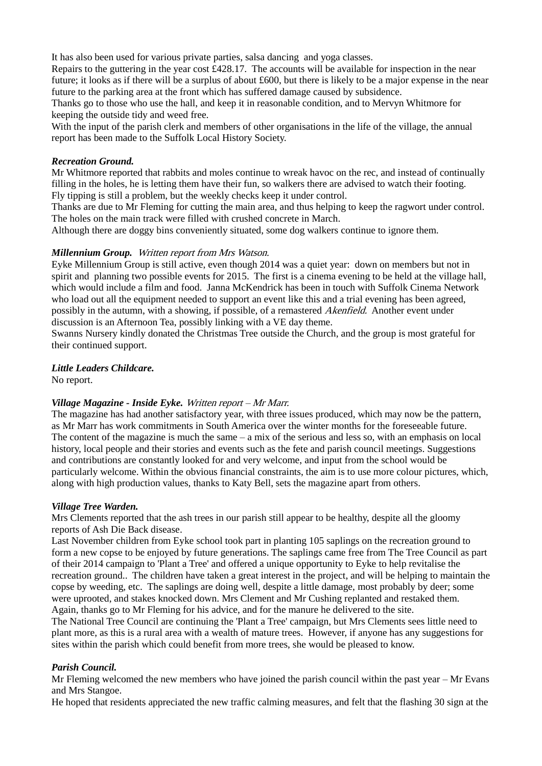It has also been used for various private parties, salsa dancing and yoga classes.
Repairs to the guttering in the year cost £428.17. The accounts will be available for inspection in the near future; it looks as if there will be a surplus of about £600, but there is likely to be a major expense in the near future to the parking area at the front which has suffered damage caused by subsidence.
Thanks go to those who use the hall, and keep it in reasonable condition, and to Mervyn Whitmore for keeping the outside tidy and weed free.
With the input of the parish clerk and members of other organisations in the life of the village, the annual report has been made to the Suffolk Local History Society.

***Recreation Ground.***
Mr Whitmore reported that rabbits and moles continue to wreak havoc on the rec, and instead of continually filling in the holes, he is letting them have their fun, so walkers there are advised to watch their footing.
Fly tipping is still a problem, but the weekly checks keep it under control.
Thanks are due to Mr Fleming for cutting the main area, and thus helping to keep the ragwort under control.
The holes on the main track were filled with crushed concrete in March.
Although there are doggy bins conveniently situated, some dog walkers continue to ignore them.

***Millennium Group.*** *Written report from Mrs Watson.*
Eyke Millennium Group is still active, even though 2014 was a quiet year: down on members but not in spirit and planning two possible events for 2015. The first is a cinema evening to be held at the village hall, which would include a film and food. Janna McKendrick has been in touch with Suffolk Cinema Network who load out all the equipment needed to support an event like this and a trial evening has been agreed, possibly in the autumn, with a showing, if possible, of a remastered *Akenfield*. Another event under discussion is an Afternoon Tea, possibly linking with a VE day theme.
Swanns Nursery kindly donated the Christmas Tree outside the Church, and the group is most grateful for their continued support.

***Little Leaders Childcare.***
No report.

***Village Magazine - Inside Eyke.*** *Written report – Mr Marr.*
The magazine has had another satisfactory year, with three issues produced, which may now be the pattern, as Mr Marr has work commitments in South America over the winter months for the foreseeable future.
The content of the magazine is much the same – a mix of the serious and less so, with an emphasis on local history, local people and their stories and events such as the fete and parish council meetings. Suggestions and contributions are constantly looked for and very welcome, and input from the school would be particularly welcome. Within the obvious financial constraints, the aim is to use more colour pictures, which, along with high production values, thanks to Katy Bell, sets the magazine apart from others.

***Village Tree Warden.***
Mrs Clements reported that the ash trees in our parish still appear to be healthy, despite all the gloomy reports of Ash Die Back disease.
Last November children from Eyke school took part in planting 105 saplings on the recreation ground to form a new copse to be enjoyed by future generations. The saplings came free from The Tree Council as part of their 2014 campaign to 'Plant a Tree' and offered a unique opportunity to Eyke to help revitalise the recreation ground.. The children have taken a great interest in the project, and will be helping to maintain the copse by weeding, etc. The saplings are doing well, despite a little damage, most probably by deer; some were uprooted, and stakes knocked down. Mrs Clement and Mr Cushing replanted and restaked them.
Again, thanks go to Mr Fleming for his advice, and for the manure he delivered to the site.
The National Tree Council are continuing the 'Plant a Tree' campaign, but Mrs Clements sees little need to plant more, as this is a rural area with a wealth of mature trees. However, if anyone has any suggestions for sites within the parish which could benefit from more trees, she would be pleased to know.

***Parish Council.***
Mr Fleming welcomed the new members who have joined the parish council within the past year – Mr Evans and Mrs Stangoe.
He hoped that residents appreciated the new traffic calming measures, and felt that the flashing 30 sign at the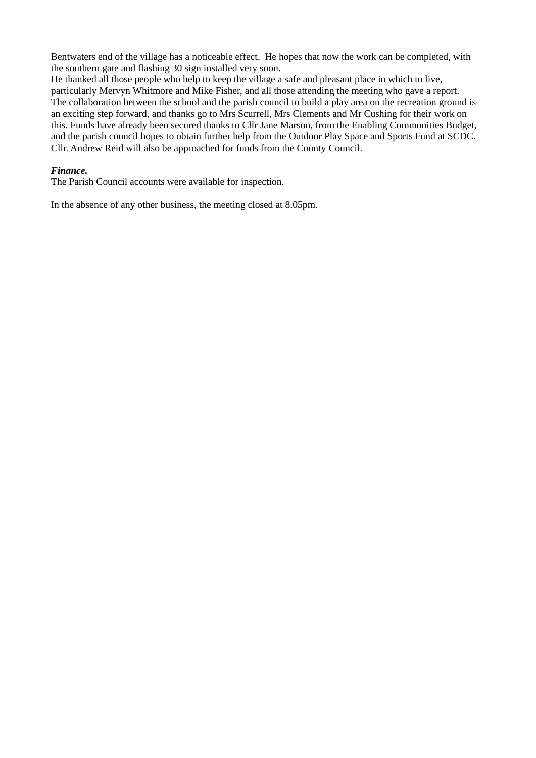Bentwaters end of the village has a noticeable effect. He hopes that now the work can be completed, with the southern gate and flashing 30 sign installed very soon.
He thanked all those people who help to keep the village a safe and pleasant place in which to live, particularly Mervyn Whitmore and Mike Fisher, and all those attending the meeting who gave a report.
The collaboration between the school and the parish council to build a play area on the recreation ground is an exciting step forward, and thanks go to Mrs Scurrell, Mrs Clements and Mr Cushing for their work on this. Funds have already been secured thanks to Cllr Jane Marson, from the Enabling Communities Budget, and the parish council hopes to obtain further help from the Outdoor Play Space and Sports Fund at SCDC. Cllr. Andrew Reid will also be approached for funds from the County Council.

***Finance.***
The Parish Council accounts were available for inspection.

In the absence of any other business, the meeting closed at 8.05pm.